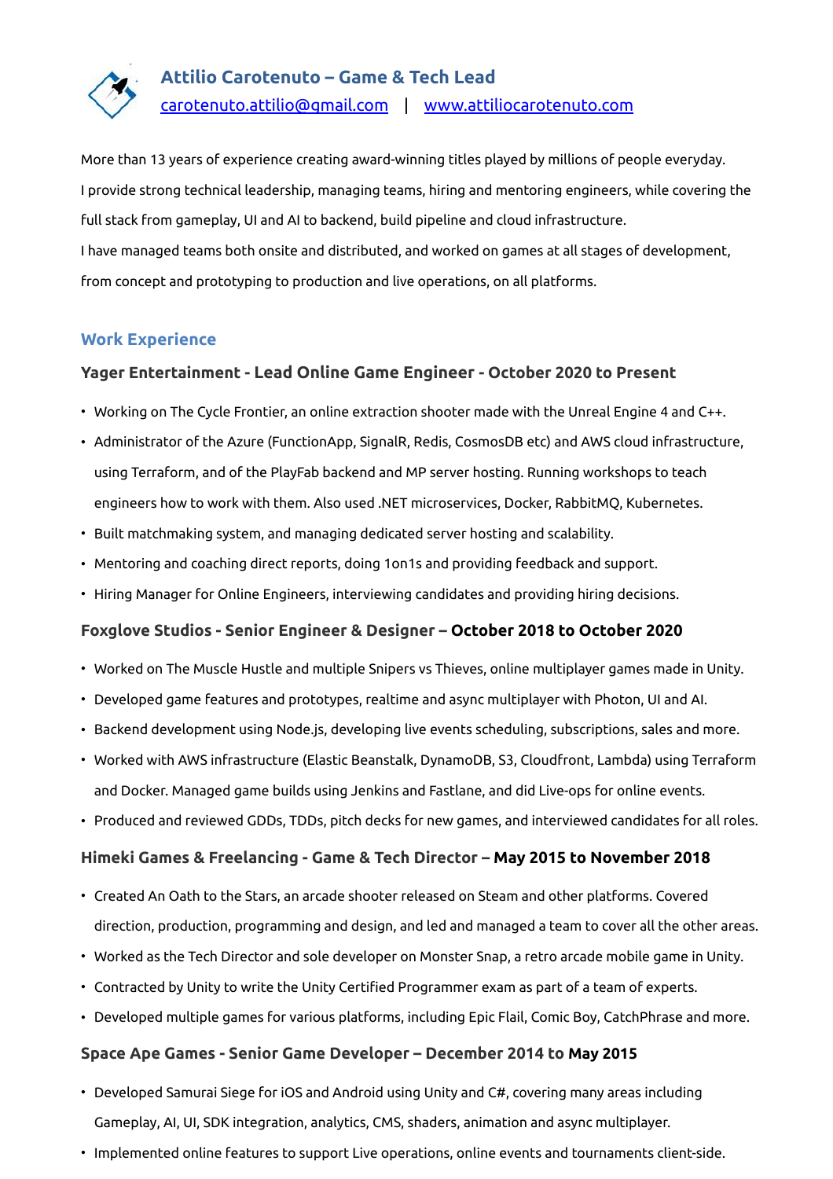# Attilio Carotenuto – Game & Tech Lead

carotenuto.attilio@gmail.com | www.attiliocarotenuto.com

More than 13 years of experience creating award-winning titles played by millions of people everyday.

I provide strong technical leadership, managing teams, hiring and mentoring engineers, while covering the full stack from gameplay, UI and AI to backend, build pipeline and cloud infrastructure.

I have managed teams both onsite and distributed, and worked on games at all stages of development, from concept and prototyping to production and live operations, on all platforms.

## Work Experience

### Yager Entertainment - Lead Online Game Engineer - October 2020 to Present

- Working on The Cycle Frontier, an online extraction shooter made with the Unreal Engine 4 and C++.
- Administrator of the Azure (FunctionApp, SignalR, Redis, CosmosDB etc) and AWS cloud infrastructure, using Terraform, and of the PlayFab backend and MP server hosting. Running workshops to teach engineers how to work with them. Also used .NET microservices, Docker, RabbitMQ, Kubernetes.
- Built matchmaking system, and managing dedicated server hosting and scalability.
- Mentoring and coaching direct reports, doing 1on1s and providing feedback and support.
- Hiring Manager for Online Engineers, interviewing candidates and providing hiring decisions.

### Foxglove Studios - Senior Engineer & Designer – October 2018 to October 2020

- Worked on The Muscle Hustle and multiple Snipers vs Thieves, online multiplayer games made in Unity.
- Developed game features and prototypes, realtime and async multiplayer with Photon, UI and AI.
- Backend development using Node.js, developing live events scheduling, subscriptions, sales and more.
- Worked with AWS infrastructure (Elastic Beanstalk, DynamoDB, S3, Cloudfront, Lambda) using Terraform and Docker. Managed game builds using Jenkins and Fastlane, and did Live-ops for online events.
- Produced and reviewed GDDs, TDDs, pitch decks for new games, and interviewed candidates for all roles.

### Himeki Games & Freelancing - Game & Tech Director – May 2015 to November 2018

- Created An Oath to the Stars, an arcade shooter released on Steam and other platforms. Covered direction, production, programming and design, and led and managed a team to cover all the other areas.
- Worked as the Tech Director and sole developer on Monster Snap, a retro arcade mobile game in Unity.
- Contracted by Unity to write the Unity Certified Programmer exam as part of a team of experts.
- Developed multiple games for various platforms, including Epic Flail, Comic Boy, CatchPhrase and more.

### Space Ape Games - Senior Game Developer – December 2014 to May 2015

- Developed Samurai Siege for iOS and Android using Unity and C#, covering many areas including Gameplay, AI, UI, SDK integration, analytics, CMS, shaders, animation and async multiplayer.
- Implemented online features to support Live operations, online events and tournaments client-side.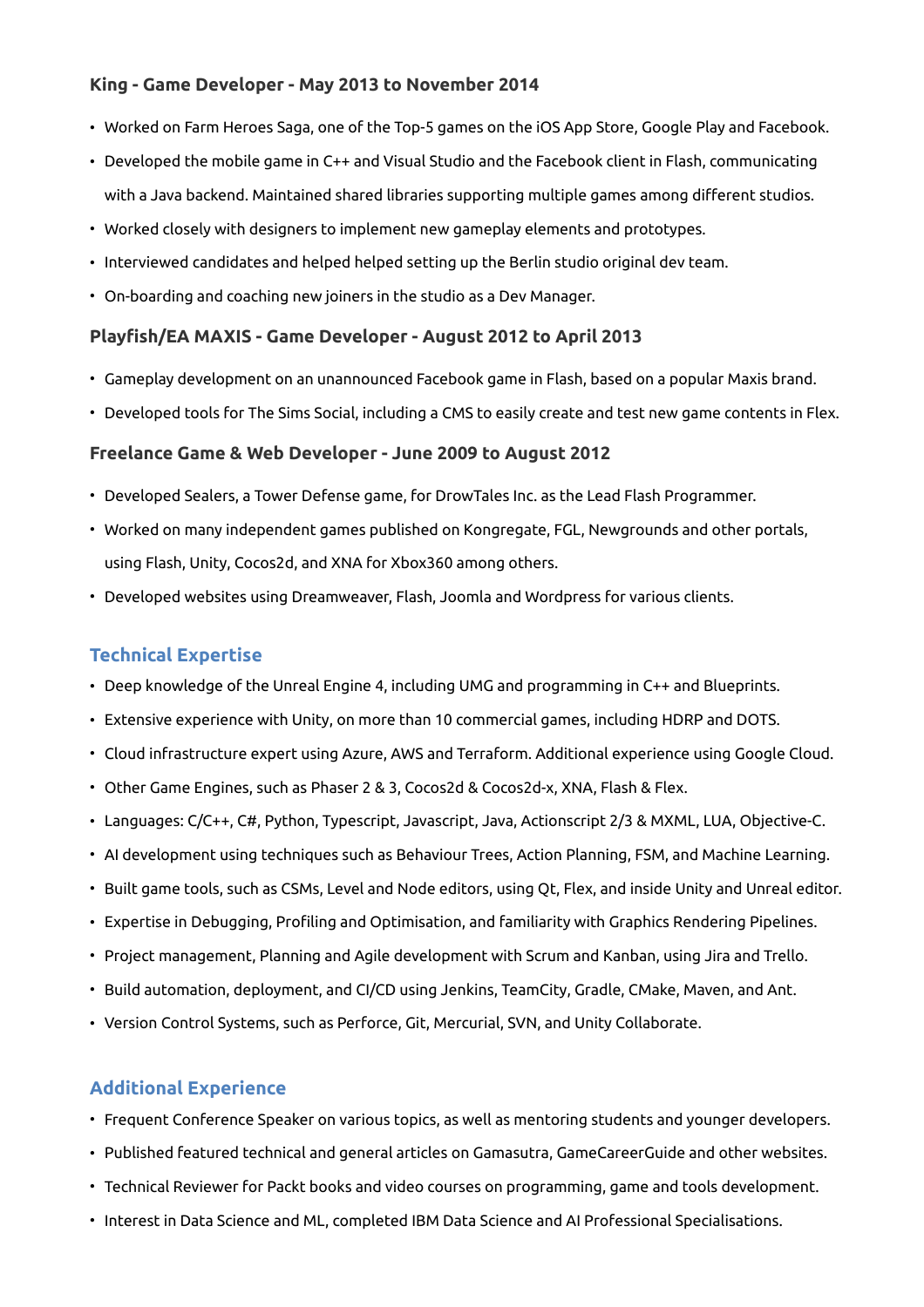### King - Game Developer - May 2013 to November 2014

- Worked on Farm Heroes Saga, one of the Top-5 games on the iOS App Store, Google Play and Facebook.
- Developed the mobile game in C++ and Visual Studio and the Facebook client in Flash, communicating with a Java backend. Maintained shared libraries supporting multiple games among different studios.
- Worked closely with designers to implement new gameplay elements and prototypes.
- Interviewed candidates and helped helped setting up the Berlin studio original dev team.
- On-boarding and coaching new joiners in the studio as a Dev Manager.

### Playfish/EA MAXIS - Game Developer - August 2012 to April 2013

- Gameplay development on an unannounced Facebook game in Flash, based on a popular Maxis brand.
- Developed tools for The Sims Social, including a CMS to easily create and test new game contents in Flex.

### Freelance Game & Web Developer - June 2009 to August 2012

- Developed Sealers, a Tower Defense game, for DrowTales Inc. as the Lead Flash Programmer.
- Worked on many independent games published on Kongregate, FGL, Newgrounds and other portals, using Flash, Unity, Cocos2d, and XNA for Xbox360 among others.
- Developed websites using Dreamweaver, Flash, Joomla and Wordpress for various clients.

## Technical Expertise

- Deep knowledge of the Unreal Engine 4, including UMG and programming in C++ and Blueprints.
- Extensive experience with Unity, on more than 10 commercial games, including HDRP and DOTS.
- Cloud infrastructure expert using Azure, AWS and Terraform. Additional experience using Google Cloud.
- Other Game Engines, such as Phaser 2 & 3, Cocos2d & Cocos2d-x, XNA, Flash & Flex.
- Languages: C/C++, C#, Python, Typescript, Javascript, Java, Actionscript 2/3 & MXML, LUA, Objective-C.
- AI development using techniques such as Behaviour Trees, Action Planning, FSM, and Machine Learning.
- Built game tools, such as CSMs, Level and Node editors, using Qt, Flex, and inside Unity and Unreal editor.
- Expertise in Debugging, Profiling and Optimisation, and familiarity with Graphics Rendering Pipelines.
- Project management, Planning and Agile development with Scrum and Kanban, using Jira and Trello.
- Build automation, deployment, and CI/CD using Jenkins, TeamCity, Gradle, CMake, Maven, and Ant.
- Version Control Systems, such as Perforce, Git, Mercurial, SVN, and Unity Collaborate.

## Additional Experience

- Frequent Conference Speaker on various topics, as well as mentoring students and younger developers.
- Published featured technical and general articles on Gamasutra, GameCareerGuide and other websites.
- Technical Reviewer for Packt books and video courses on programming, game and tools development.
- Interest in Data Science and ML, completed IBM Data Science and AI Professional Specialisations.